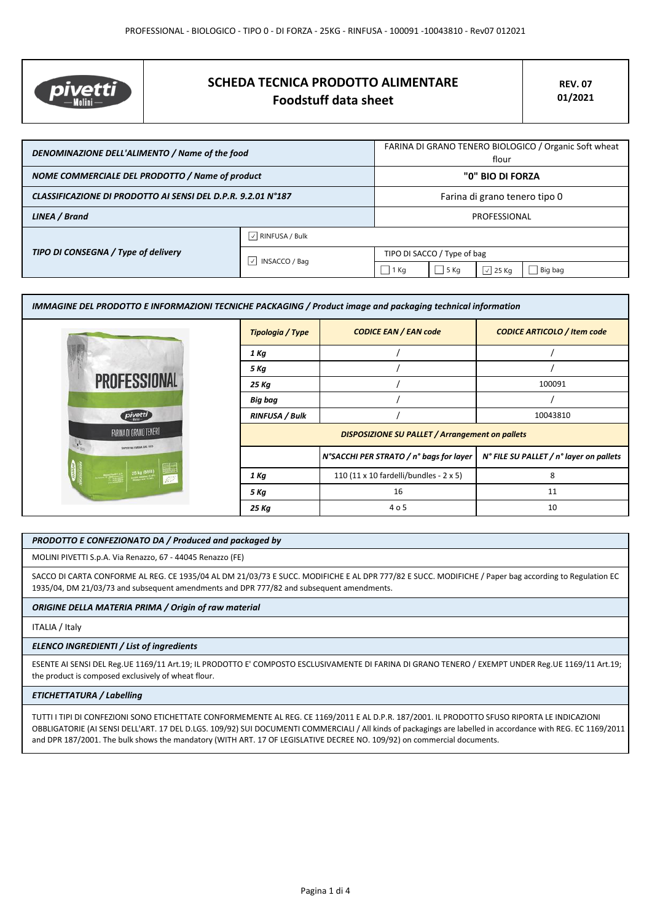# SCHEDA TECNICA PRODOTTO ALIMENTARE
## Foodstuff data sheet

**REV. 07**
**01/2021**

| | | |
|---|---|---|
| *DENOMINAZIONE DELL'ALIMENTO / Name of the food* | | FARINA DI GRANO TENERO BIOLOGICO / Organic Soft wheat flour |
| *NOME COMMERCIALE DEL PRODOTTO / Name of product* | | **"0" BIO DI FORZA** |
| *CLASSIFICAZIONE DI PRODOTTO AI SENSI DEL D.P.R. 9.2.01 N°187* | | Farina di grano tenero tipo 0 |
| *LINEA / Brand* | | PROFESSIONAL |
| *TIPO DI CONSEGNA / Type of delivery* | ☑ RINFUSA / Bulk | |
| | ☑ INSACCO / Bag | TIPO DI SACCO / Type of bag: ☐ 1 Kg ☐ 5 Kg ☑ 25 Kg ☐ Big bag |

### IMMAGINE DEL PRODOTTO E INFORMAZIONI TECNICHE PACKAGING / Product image and packaging technical information

| Tipologia / Type | CODICE EAN / EAN code | CODICE ARTICOLO / Item code |
|---|---|---|
| 1 Kg | / | / |
| 5 Kg | / | / |
| 25 Kg | / | 100091 |
| Big bag | / | / |
| RINFUSA / Bulk | / | 10043810 |

**DISPOSIZIONE SU PALLET / Arrangement on pallets**

| | N°SACCHI PER STRATO / n° bags for layer | N° FILE SU PALLET / n° layer on pallets |
|---|---|---|
| 1 Kg | 110 (11 x 10 fardelli/bundles - 2 x 5) | 8 |
| 5 Kg | 16 | 11 |
| 25 Kg | 4 o 5 | 10 |

### PRODOTTO E CONFEZIONATO DA / Produced and packaged by

MOLINI PIVETTI S.p.A. Via Renazzo, 67 - 44045 Renazzo (FE)

SACCO DI CARTA CONFORME AL REG. CE 1935/04 AL DM 21/03/73 E SUCC. MODIFICHE E AL DPR 777/82 E SUCC. MODIFICHE / Paper bag according to Regulation EC 1935/04, DM 21/03/73 and subsequent amendments and DPR 777/82 and subsequent amendments.

### ORIGINE DELLA MATERIA PRIMA / Origin of raw material

ITALIA / Italy

### ELENCO INGREDIENTI / List of ingredients

ESENTE AI SENSI DEL Reg.UE 1169/11 Art.19; IL PRODOTTO E' COMPOSTO ESCLUSIVAMENTE DI FARINA DI GRANO TENERO / EXEMPT UNDER Reg.UE 1169/11 Art.19; the product is composed exclusively of wheat flour.

### ETICHETTATURA / Labelling

TUTTI I TIPI DI CONFEZIONI SONO ETICHETTATE CONFORMEMENTE AL REG. CE 1169/2011 E AL D.P.R. 187/2001. IL PRODOTTO SFUSO RIPORTA LE INDICAZIONI OBBLIGATORIE (AI SENSI DELL'ART. 17 DEL D.LGS. 109/92) SUI DOCUMENTI COMMERCIALI / All kinds of packagings are labelled in accordance with REG. EC 1169/2011 and DPR 187/2001. The bulk shows the mandatory (WITH ART. 17 OF LEGISLATIVE DECREE NO. 109/92) on commercial documents.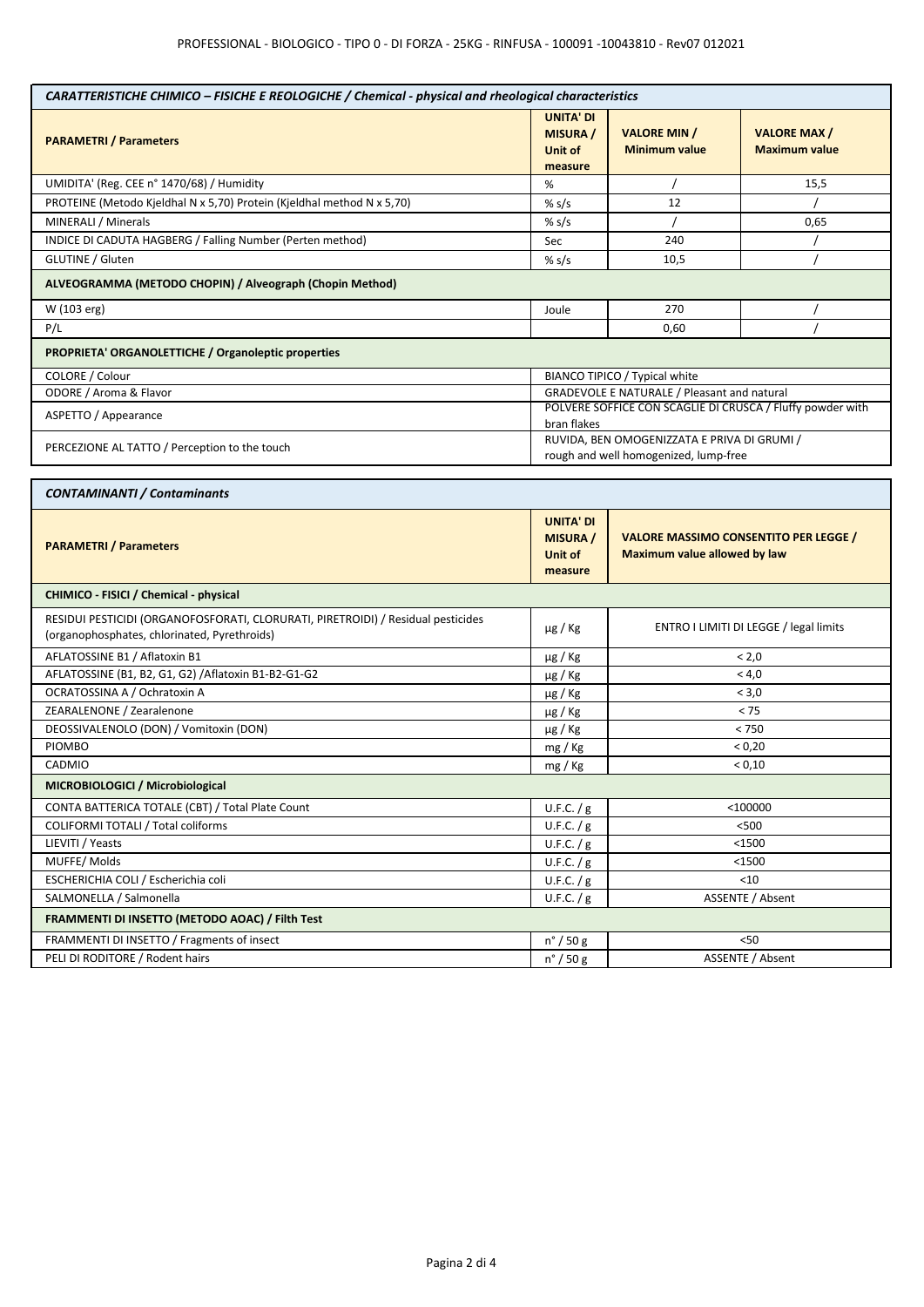| *CARATTERISTICHE CHIMICO – FISICHE E REOLOGICHE / Chemical - physical and rheological characteristics* | | | |
|---|---|---|---|
| **PARAMETRI / Parameters** | **UNITA' DI MISURA / Unit of measure** | **VALORE MIN / Minimum value** | **VALORE MAX / Maximum value** |
| UMIDITA' (Reg. CEE n° 1470/68) / Humidity | % | / | 15,5 |
| PROTEINE (Metodo Kjeldhal N x 5,70) Protein (Kjeldhal method N x 5,70) | % s/s | 12 | / |
| MINERALI / Minerals | % s/s | / | 0,65 |
| INDICE DI CADUTA HAGBERG / Falling Number (Perten method) | Sec | 240 | / |
| GLUTINE / Gluten | % s/s | 10,5 | / |
| **ALVEOGRAMMA (METODO CHOPIN) / Alveograph (Chopin Method)** | | | |
| W (103 erg) | Joule | 270 | / |
| P/L | | 0,60 | / |
| **PROPRIETA' ORGANOLETTICHE / Organoleptic properties** | | | |
| COLORE / Colour | BIANCO TIPICO / Typical white | | |
| ODORE / Aroma & Flavor | GRADEVOLE E NATURALE / Pleasant and natural | | |
| ASPETTO / Appearance | POLVERE SOFFICE CON SCAGLIE DI CRUSCA / Fluffy powder with bran flakes | | |
| PERCEZIONE AL TATTO / Perception to the touch | RUVIDA, BEN OMOGENIZZATA E PRIVA DI GRUMI / rough and well homogenized, lump-free | | |

| *CONTAMINANTI / Contaminants* | | |
|---|---|---|
| **PARAMETRI / Parameters** | **UNITA' DI MISURA / Unit of measure** | **VALORE MASSIMO CONSENTITO PER LEGGE / Maximum value allowed by law** |
| **CHIMICO - FISICI / Chemical - physical** | | |
| RESIDUI PESTICIDI (ORGANOFOSFORATI, CLORURATI, PIRETROIDI) / Residual pesticides (organophosphates, chlorinated, Pyrethroids) | µg / Kg | ENTRO I LIMITI DI LEGGE / legal limits |
| AFLATOSSINE B1 / Aflatoxin B1 | µg / Kg | < 2,0 |
| AFLATOSSINE (B1, B2, G1, G2) /Aflatoxin B1-B2-G1-G2 | µg / Kg | < 4,0 |
| OCRATOSSINA A / Ochratoxin A | µg / Kg | < 3,0 |
| ZEARALENONE / Zearalenone | µg / Kg | < 75 |
| DEOSSIVALENOLO (DON) / Vomitoxin (DON) | µg / Kg | < 750 |
| PIOMBO | mg / Kg | < 0,20 |
| CADMIO | mg / Kg | < 0,10 |
| **MICROBIOLOGICI / Microbiological** | | |
| CONTA BATTERICA TOTALE (CBT) / Total Plate Count | U.F.C. / g | <100000 |
| COLIFORMI TOTALI / Total coliforms | U.F.C. / g | <500 |
| LIEVITI / Yeasts | U.F.C. / g | <1500 |
| MUFFE/ Molds | U.F.C. / g | <1500 |
| ESCHERICHIA COLI / Escherichia coli | U.F.C. / g | <10 |
| SALMONELLA / Salmonella | U.F.C. / g | ASSENTE / Absent |
| **FRAMMENTI DI INSETTO (METODO AOAC) / Filth Test** | | |
| FRAMMENTI DI INSETTO / Fragments of insect | n° / 50 g | <50 |
| PELI DI RODITORE / Rodent hairs | n° / 50 g | ASSENTE / Absent |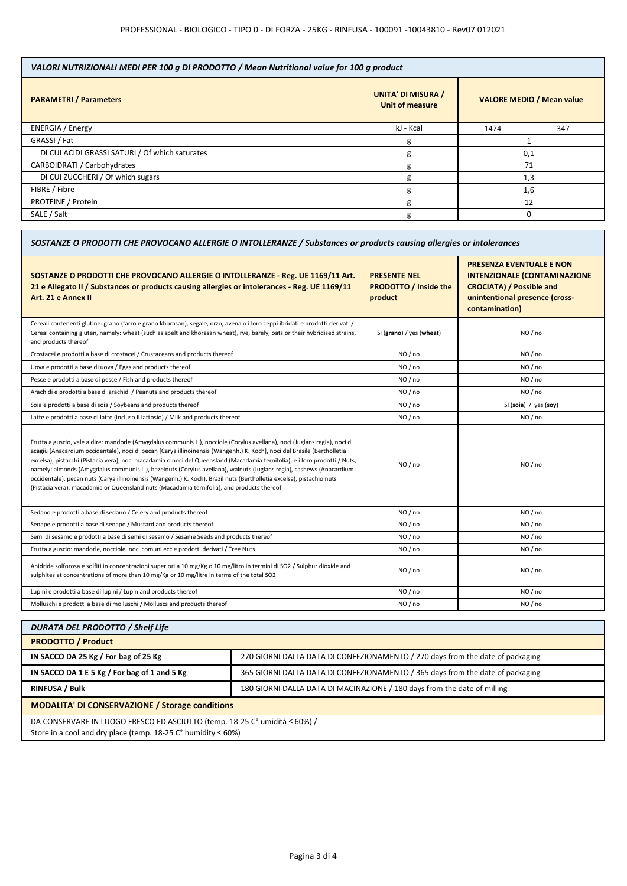| VALORI NUTRIZIONALI MEDI PER 100 g DI PRODOTTO / Mean Nutritional value for 100 g product | | |
|---|---|---|
| **PARAMETRI / Parameters** | **UNITA' DI MISURA / Unit of measure** | **VALORE MEDIO / Mean value** |
| ENERGIA / Energy | kJ - Kcal | 1474 - 347 |
| GRASSI / Fat | g | 1 |
| DI CUI ACIDI GRASSI SATURI / Of which saturates | g | 0,1 |
| CARBOIDRATI / Carbohydrates | g | 71 |
| DI CUI ZUCCHERI / Of which sugars | g | 1,3 |
| FIBRE / Fibre | g | 1,6 |
| PROTEINE / Protein | g | 12 |
| SALE / Salt | g | 0 |

| SOSTANZE O PRODOTTI CHE PROVOCANO ALLERGIE O INTOLLERANZE / Substances or products causing allergies or intolerances | | |
|---|---|---|
| **SOSTANZE O PRODOTTI CHE PROVOCANO ALLERGIE O INTOLLERANZE - Reg. UE 1169/11 Art. 21 e Allegato II / Substances or products causing allergies or intolerances - Reg. UE 1169/11 Art. 21 e Annex II** | **PRESENTE NEL PRODOTTO / Inside the product** | **PRESENZA EVENTUALE E NON INTENZIONALE (CONTAMINAZIONE CROCIATA) / Possible and unintentional presence (cross-contamination)** |
| Cereali contenenti glutine: grano (farro e grano khorasan), segale, orzo, avena o i loro ceppi ibridati e prodotti derivati / Cereal containing gluten, namely: wheat (such as spelt and khorasan wheat), rye, barely, oats or their hybridised strains, and products thereof | SI (**grano**) / yes (**wheat**) | NO / no |
| Crostacei e prodotti a base di crostacei / Crustaceans and products thereof | NO / no | NO / no |
| Uova e prodotti a base di uova / Eggs and products thereof | NO / no | NO / no |
| Pesce e prodotti a base di pesce / Fish and products thereof | NO / no | NO / no |
| Arachidi e prodotti a base di arachidi / Peanuts and products thereof | NO / no | NO / no |
| Soia e prodotti a base di soia / Soybeans and products thereof | NO / no | SI (**soia**) / yes (**soy**) |
| Latte e prodotti a base di latte (incluso il lattosio) / Milk and products thereof | NO / no | NO / no |
| Frutta a guscio, vale a dire: mandorle (Amygdalus communis L.), nocciole (Corylus avellana), noci (Juglans regia), noci di acagiù (Anacardium occidentale), noci di pecan [Carya illinoinensis (Wangenh.) K. Koch], noci del Brasile (Bertholletia excelsa), pistacchi (Pistacia vera), noci macadamia o noci del Queensland (Macadamia ternifolia), e i loro prodotti / Nuts, namely: almonds (Amygdalus communis L.), hazelnuts (Corylus avellana), walnuts (Juglans regia), cashews (Anacardium occidentale), pecan nuts (Carya illinoinensis (Wangenh.) K. Koch), Brazil nuts (Bertholletia excelsa), pistachio nuts (Pistacia vera), macadamia or Queensland nuts (Macadamia ternifolia), and products thereof | NO / no | NO / no |
| Sedano e prodotti a base di sedano / Celery and products thereof | NO / no | NO / no |
| Senape e prodotti a base di senape / Mustard and products thereof | NO / no | NO / no |
| Semi di sesamo e prodotti a base di semi di sesamo / Sesame Seeds and products thereof | NO / no | NO / no |
| Frutta a guscio: mandorle, nocciole, noci comuni ecc e prodotti derivati / Tree Nuts | NO / no | NO / no |
| Anidride solforosa e solfiti in concentrazioni superiori a 10 mg/Kg o 10 mg/litro in termini di SO2 / Sulphur dioxide and sulphites at concentrations of more than 10 mg/Kg or 10 mg/litre in terms of the total SO2 | NO / no | NO / no |
| Lupini e prodotti a base di lupini / Lupin and products thereof | NO / no | NO / no |
| Molluschi e prodotti a base di molluschi / Molluscs and products thereof | NO / no | NO / no |

| DURATA DEL PRODOTTO / Shelf Life | |
|---|---|
| **PRODOTTO / Product** | |
| **IN SACCO DA 25 Kg / For bag of 25 Kg** | 270 GIORNI DALLA DATA DI CONFEZIONAMENTO / 270 days from the date of packaging |
| **IN SACCO DA 1 E 5 Kg / For bag of 1 and 5 Kg** | 365 GIORNI DALLA DATA DI CONFEZIONAMENTO / 365 days from the date of packaging |
| **RINFUSA / Bulk** | 180 GIORNI DALLA DATA DI MACINAZIONE / 180 days from the date of milling |
| **MODALITA' DI CONSERVAZIONE / Storage conditions** | |
| DA CONSERVARE IN LUOGO FRESCO ED ASCIUTTO (temp. 18-25 C° umidità ≤ 60%) / Store in a cool and dry place (temp. 18-25 C° humidity ≤ 60%) | |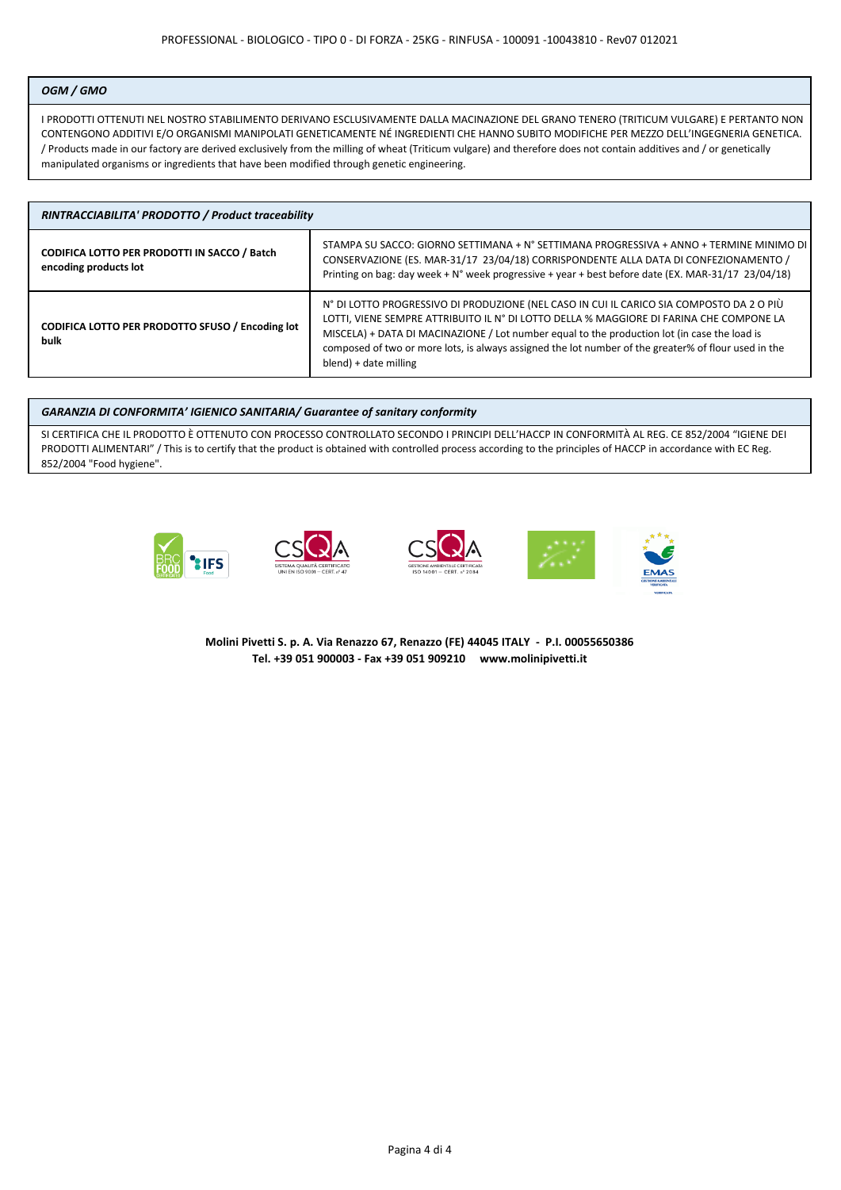## *OGM / GMO*

I PRODOTTI OTTENUTI NEL NOSTRO STABILIMENTO DERIVANO ESCLUSIVAMENTE DALLA MACINAZIONE DEL GRANO TENERO (TRITICUM VULGARE) E PERTANTO NON CONTENGONO ADDITIVI E/O ORGANISMI MANIPOLATI GENETICAMENTE NÉ INGREDIENTI CHE HANNO SUBITO MODIFICHE PER MEZZO DELL'INGEGNERIA GENETICA. / Products made in our factory are derived exclusively from the milling of wheat (Triticum vulgare) and therefore does not contain additives and / or genetically manipulated organisms or ingredients that have been modified through genetic engineering.

## *RINTRACCIABILITA' PRODOTTO / Product traceability*

| | |
|---|---|
| **CODIFICA LOTTO PER PRODOTTI IN SACCO / Batch encoding products lot** | STAMPA SU SACCO: GIORNO SETTIMANA + N° SETTIMANA PROGRESSIVA + ANNO + TERMINE MINIMO DI CONSERVAZIONE (ES. MAR-31/17 23/04/18) CORRISPONDENTE ALLA DATA DI CONFEZIONAMENTO / Printing on bag: day week + N° week progressive + year + best before date (EX. MAR-31/17 23/04/18) |
| **CODIFICA LOTTO PER PRODOTTO SFUSO / Encoding lot bulk** | N° DI LOTTO PROGRESSIVO DI PRODUZIONE (NEL CASO IN CUI IL CARICO SIA COMPOSTO DA 2 O PIÙ LOTTI, VIENE SEMPRE ATTRIBUITO IL N° DI LOTTO DELLA % MAGGIORE DI FARINA CHE COMPONE LA MISCELA) + DATA DI MACINAZIONE / Lot number equal to the production lot (in case the load is composed of two or more lots, is always assigned the lot number of the greater% of flour used in the blend) + date milling |

## *GARANZIA DI CONFORMITA' IGIENICO SANITARIA/ Guarantee of sanitary conformity*

SI CERTIFICA CHE IL PRODOTTO È OTTENUTO CON PROCESSO CONTROLLATO SECONDO I PRINCIPI DELL'HACCP IN CONFORMITÀ AL REG. CE 852/2004 "IGIENE DEI PRODOTTI ALIMENTARI" / This is to certify that the product is obtained with controlled process according to the principles of HACCP in accordance with EC Reg. 852/2004 "Food hygiene".

BRC FOOD CERTIFICATED — IFS Food — CSQA SISTEMA QUALITÀ CERTIFICATO UNI EN ISO 9001 – CERT. n° 47 — CSQA GESTIONE AMBIENTALE CERTIFICATA ISO 14001 – CERT. n° 2084 — EMAS GESTIONE AMBIENTALE VERIFICATA

**Molini Pivetti S. p. A. Via Renazzo 67, Renazzo (FE) 44045 ITALY - P.I. 00055650386**
**Tel. +39 051 900003 - Fax +39 051 909210 www.molinipivetti.it**